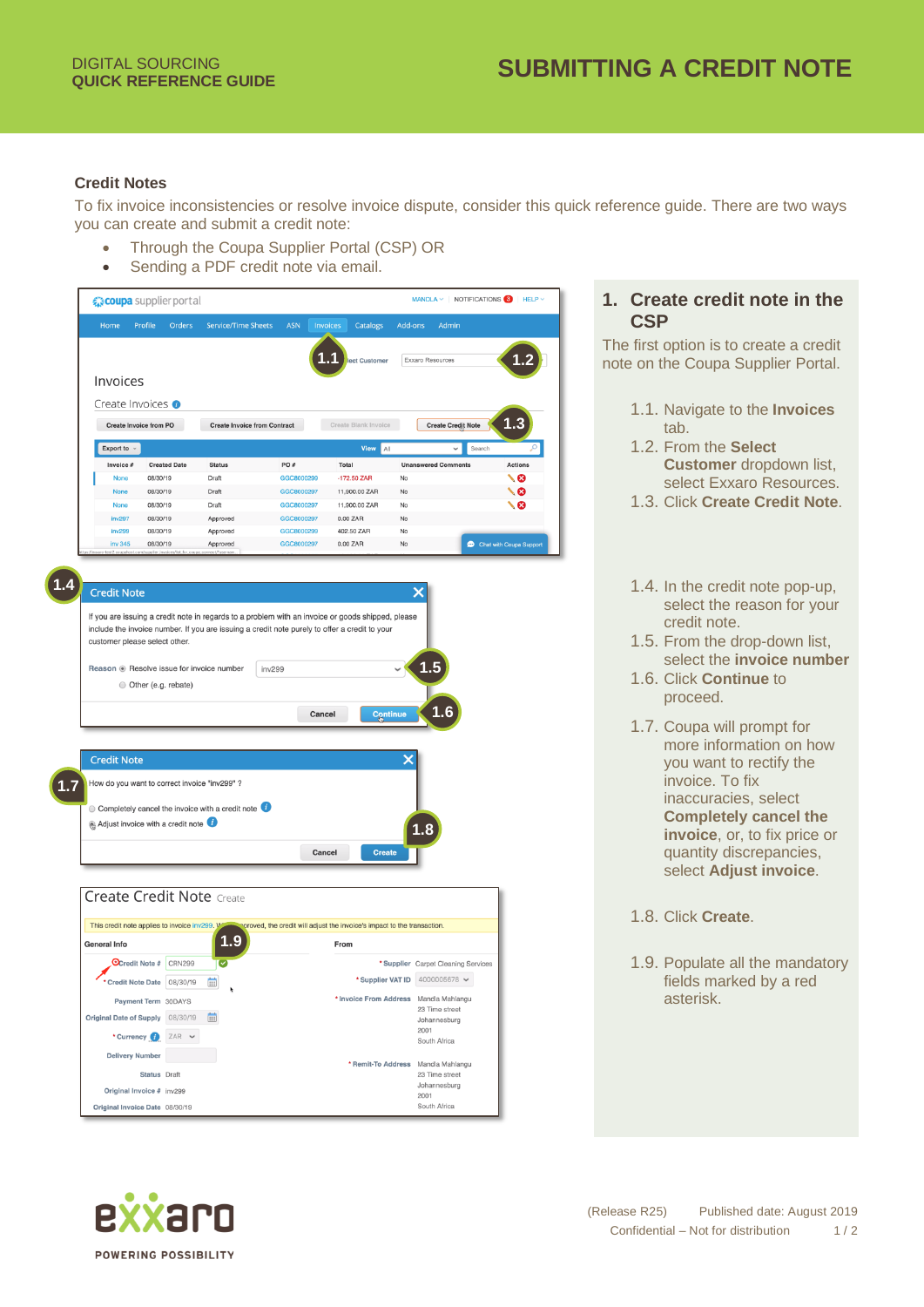DIGITAL SOURCING
**QUICK REFERENCE GUIDE**

# SUBMITTING A CREDIT NOTE

## Credit Notes

To fix invoice inconsistencies or resolve invoice dispute, consider this quick reference guide. There are two ways you can create and submit a credit note:

- Through the Coupa Supplier Portal (CSP) OR
- Sending a PDF credit note via email.

## 1. Create credit note in the CSP

The first option is to create a credit note on the Coupa Supplier Portal.

1.1. Navigate to the **Invoices** tab.

1.2. From the **Select Customer** dropdown list, select Exxaro Resources.

1.3. Click **Create Credit Note**.

1.4. In the credit note pop-up, select the reason for your credit note.

1.5. From the drop-down list, select the **invoice number**

1.6. Click **Continue** to proceed.

1.7. Coupa will prompt for more information on how you want to rectify the invoice. To fix inaccuracies, select **Completely cancel the invoice**, or, to fix price or quantity discrepancies, select **Adjust invoice**.

1.8. Click **Create**.

1.9. Populate all the mandatory fields marked by a red asterisk.

(Release R25) Published date: August 2019
Confidential – Not for distribution

exxaro
POWERING POSSIBILITY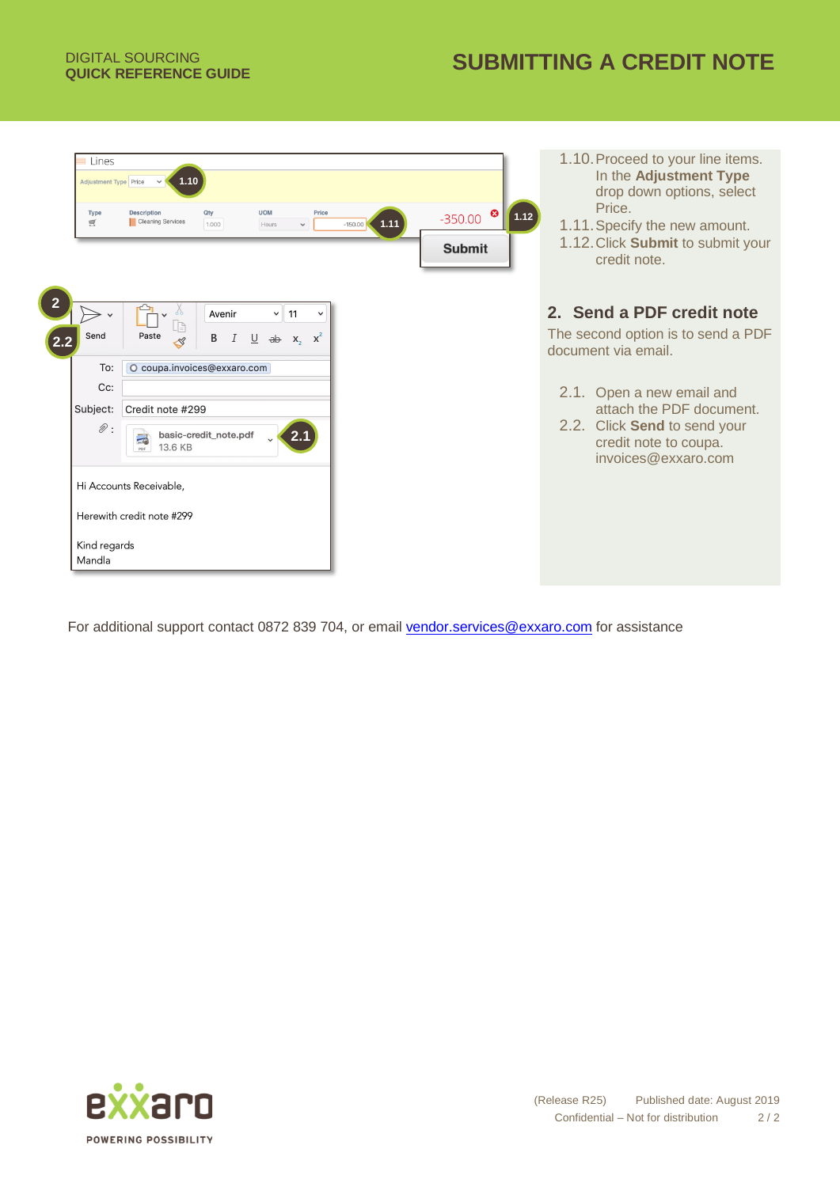1.10. Proceed to your line items. In the **Adjustment Type** drop down options, select Price.

1.11. Specify the new amount.

1.12. Click **Submit** to submit your credit note.

## 2. Send a PDF credit note

The second option is to send a PDF document via email.

2.1. Open a new email and attach the PDF document.

2.2. Click **Send** to send your credit note to coupa.invoices@exxaro.com

For additional support contact 0872 839 704, or email vendor.services@exxaro.com for assistance